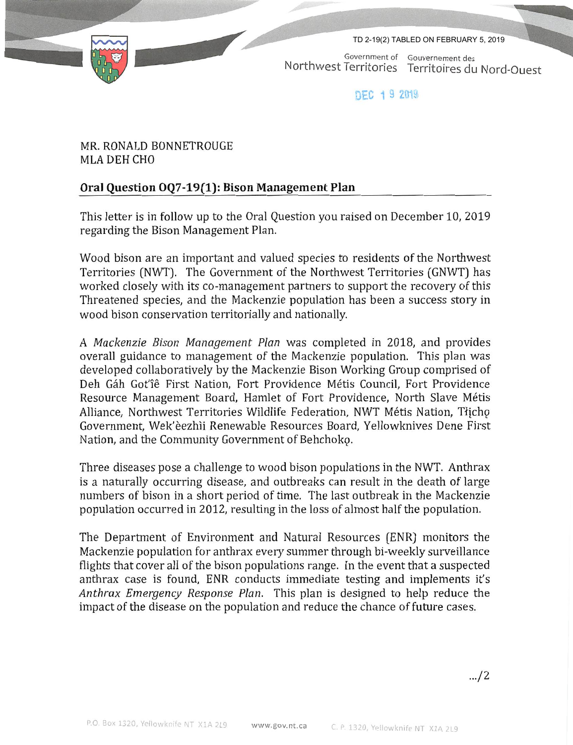TD 2-19(2) TABLED ON FEBRUARY 5, 2019

Government of Northwest Territories
Gouvernement des Territoires du Nord-Ouest

DEC 19 2019

MR. RONALD BONNETROUGE
MLA DEH CHO

## Oral Question OQ7-19(1): Bison Management Plan

This letter is in follow up to the Oral Question you raised on December 10, 2019 regarding the Bison Management Plan.

Wood bison are an important and valued species to residents of the Northwest Territories (NWT). The Government of the Northwest Territories (GNWT) has worked closely with its co-management partners to support the recovery of this Threatened species, and the Mackenzie population has been a success story in wood bison conservation territorially and nationally.

A *Mackenzie Bison Management Plan* was completed in 2018, and provides overall guidance to management of the Mackenzie population. This plan was developed collaboratively by the Mackenzie Bison Working Group comprised of Deh Gáh Got'îê First Nation, Fort Providence Métis Council, Fort Providence Resource Management Board, Hamlet of Fort Providence, North Slave Métis Alliance, Northwest Territories Wildlife Federation, NWT Métis Nation, Tłįchǫ Government, Wek'èezhìi Renewable Resources Board, Yellowknives Dene First Nation, and the Community Government of Behchokǫ̀.

Three diseases pose a challenge to wood bison populations in the NWT. Anthrax is a naturally occurring disease, and outbreaks can result in the death of large numbers of bison in a short period of time. The last outbreak in the Mackenzie population occurred in 2012, resulting in the loss of almost half the population.

The Department of Environment and Natural Resources (ENR) monitors the Mackenzie population for anthrax every summer through bi-weekly surveillance flights that cover all of the bison populations range. In the event that a suspected anthrax case is found, ENR conducts immediate testing and implements it's *Anthrax Emergency Response Plan*. This plan is designed to help reduce the impact of the disease on the population and reduce the chance of future cases.

.../2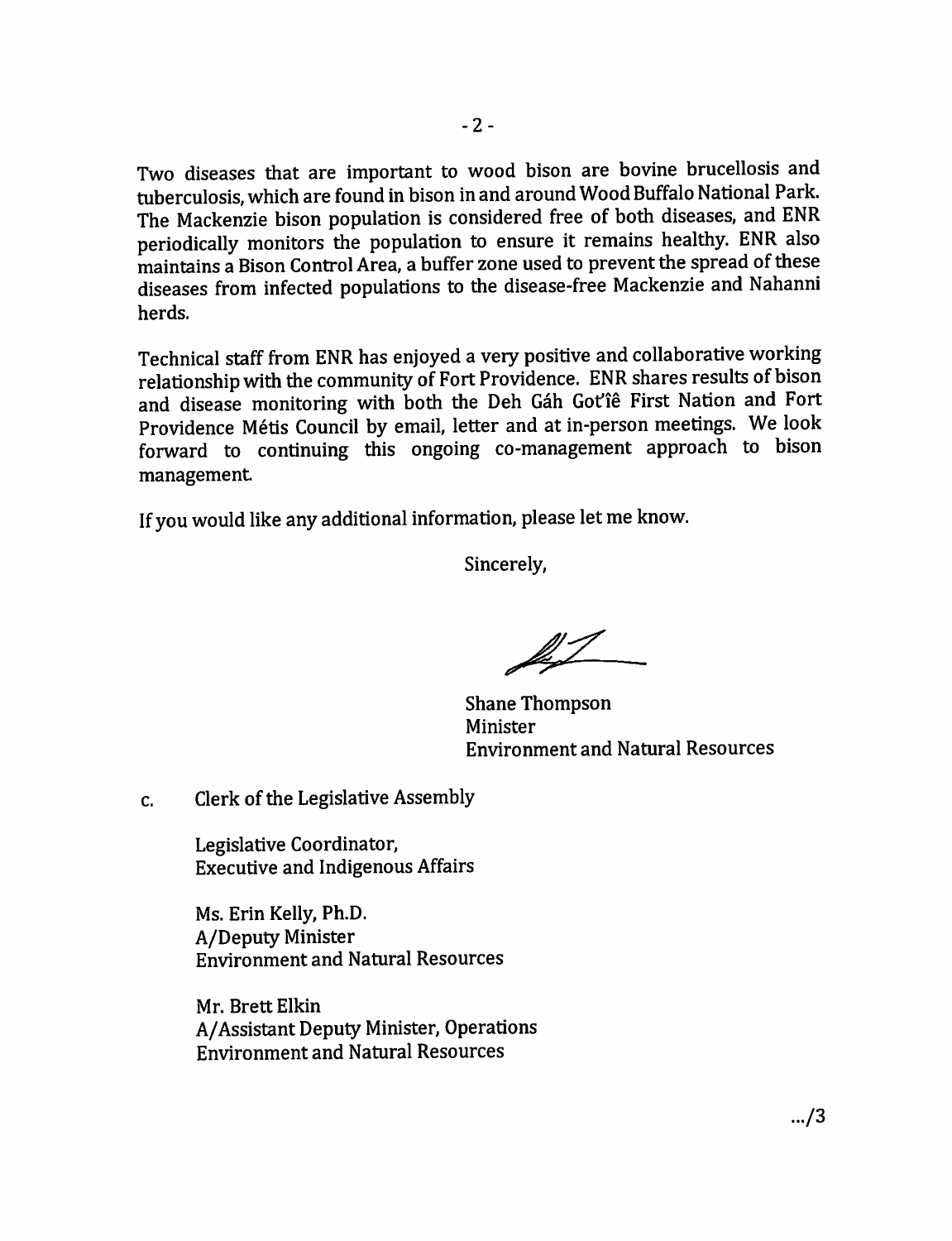Two diseases that are important to wood bison are bovine brucellosis and tuberculosis, which are found in bison in and around Wood Buffalo National Park. The Mackenzie bison population is considered free of both diseases, and ENR periodically monitors the population to ensure it remains healthy. ENR also maintains a Bison Control Area, a buffer zone used to prevent the spread of these diseases from infected populations to the disease-free Mackenzie and Nahanni herds.

Technical staff from ENR has enjoyed a very positive and collaborative working relationship with the community of Fort Providence. ENR shares results of bison and disease monitoring with both the Deh Gáh Got'îê First Nation and Fort Providence Métis Council by email, letter and at in-person meetings. We look forward to continuing this ongoing co-management approach to bison management.

If you would like any additional information, please let me know.

Sincerely,

Shane Thompson
Minister
Environment and Natural Resources

c. Clerk of the Legislative Assembly

Legislative Coordinator,
Executive and Indigenous Affairs

Ms. Erin Kelly, Ph.D.
A/Deputy Minister
Environment and Natural Resources

Mr. Brett Elkin
A/Assistant Deputy Minister, Operations
Environment and Natural Resources

.../3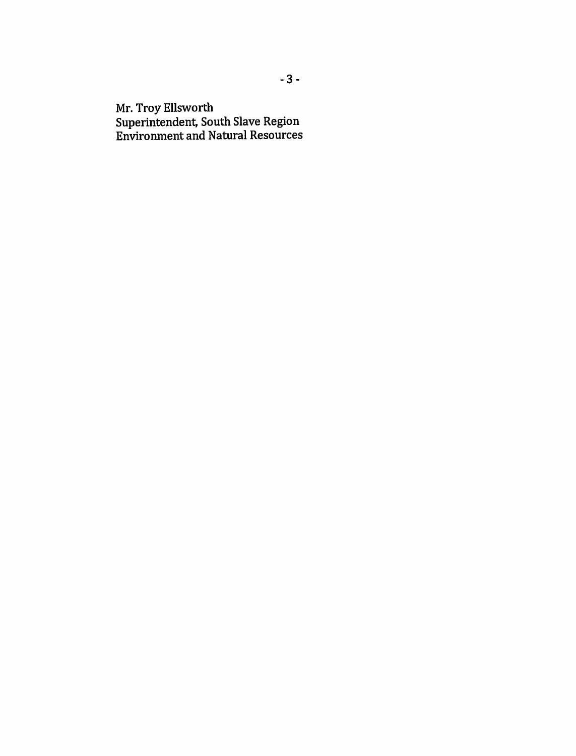Mr. Troy Ellsworth
Superintendent, South Slave Region
Environment and Natural Resources